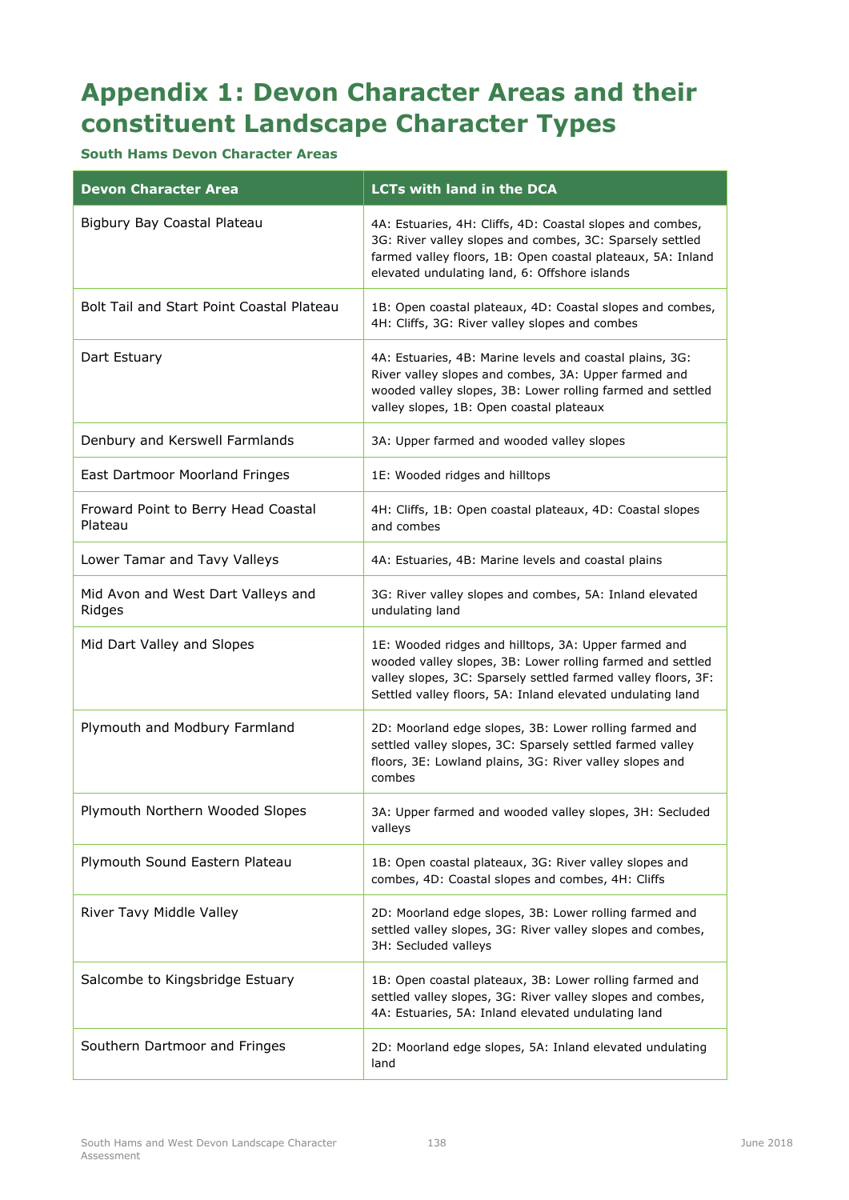# Appendix 1: Devon Character Areas and their constituent Landscape Character Types

### South Hams Devon Character Areas

| Devon Character Area | LCTs with land in the DCA |
|---|---|
| Bigbury Bay Coastal Plateau | 4A: Estuaries, 4H: Cliffs, 4D: Coastal slopes and combes, 3G: River valley slopes and combes, 3C: Sparsely settled farmed valley floors, 1B: Open coastal plateaux, 5A: Inland elevated undulating land, 6: Offshore islands |
| Bolt Tail and Start Point Coastal Plateau | 1B: Open coastal plateaux, 4D: Coastal slopes and combes, 4H: Cliffs, 3G: River valley slopes and combes |
| Dart Estuary | 4A: Estuaries, 4B: Marine levels and coastal plains, 3G: River valley slopes and combes, 3A: Upper farmed and wooded valley slopes, 3B: Lower rolling farmed and settled valley slopes, 1B: Open coastal plateaux |
| Denbury and Kerswell Farmlands | 3A: Upper farmed and wooded valley slopes |
| East Dartmoor Moorland Fringes | 1E: Wooded ridges and hilltops |
| Froward Point to Berry Head Coastal Plateau | 4H: Cliffs, 1B: Open coastal plateaux, 4D: Coastal slopes and combes |
| Lower Tamar and Tavy Valleys | 4A: Estuaries, 4B: Marine levels and coastal plains |
| Mid Avon and West Dart Valleys and Ridges | 3G: River valley slopes and combes, 5A: Inland elevated undulating land |
| Mid Dart Valley and Slopes | 1E: Wooded ridges and hilltops, 3A: Upper farmed and wooded valley slopes, 3B: Lower rolling farmed and settled valley slopes, 3C: Sparsely settled farmed valley floors, 3F: Settled valley floors, 5A: Inland elevated undulating land |
| Plymouth and Modbury Farmland | 2D: Moorland edge slopes, 3B: Lower rolling farmed and settled valley slopes, 3C: Sparsely settled farmed valley floors, 3E: Lowland plains, 3G: River valley slopes and combes |
| Plymouth Northern Wooded Slopes | 3A: Upper farmed and wooded valley slopes, 3H: Secluded valleys |
| Plymouth Sound Eastern Plateau | 1B: Open coastal plateaux, 3G: River valley slopes and combes, 4D: Coastal slopes and combes, 4H: Cliffs |
| River Tavy Middle Valley | 2D: Moorland edge slopes, 3B: Lower rolling farmed and settled valley slopes, 3G: River valley slopes and combes, 3H: Secluded valleys |
| Salcombe to Kingsbridge Estuary | 1B: Open coastal plateaux, 3B: Lower rolling farmed and settled valley slopes, 3G: River valley slopes and combes, 4A: Estuaries, 5A: Inland elevated undulating land |
| Southern Dartmoor and Fringes | 2D: Moorland edge slopes, 5A: Inland elevated undulating land |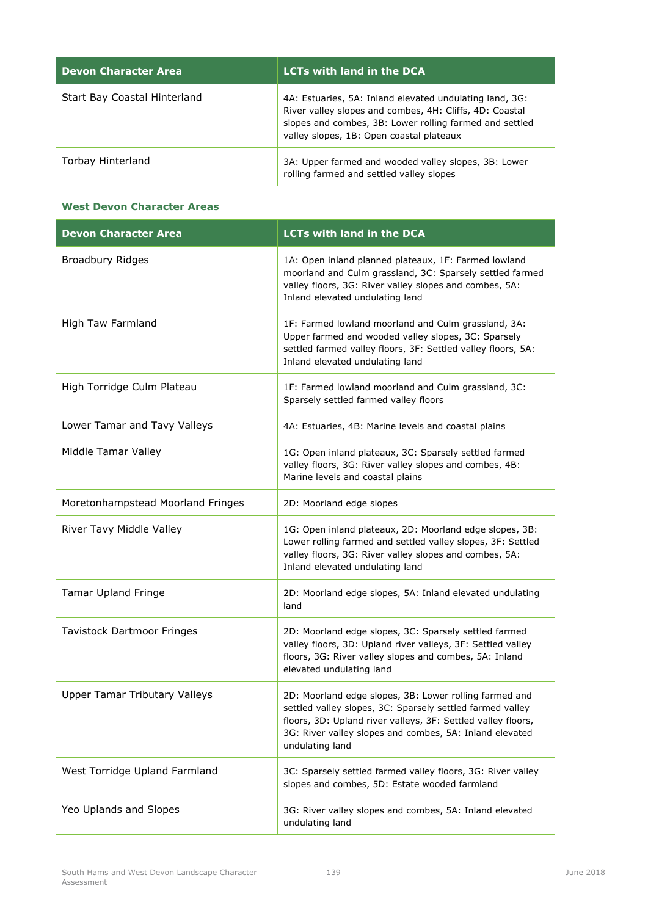| Devon Character Area | LCTs with land in the DCA |
| --- | --- |
| Start Bay Coastal Hinterland | 4A: Estuaries, 5A: Inland elevated undulating land, 3G: River valley slopes and combes, 4H: Cliffs, 4D: Coastal slopes and combes, 3B: Lower rolling farmed and settled valley slopes, 1B: Open coastal plateaux |
| Torbay Hinterland | 3A: Upper farmed and wooded valley slopes, 3B: Lower rolling farmed and settled valley slopes |

### West Devon Character Areas

| Devon Character Area | LCTs with land in the DCA |
| --- | --- |
| Broadbury Ridges | 1A: Open inland planned plateaux, 1F: Farmed lowland moorland and Culm grassland, 3C: Sparsely settled farmed valley floors, 3G: River valley slopes and combes, 5A: Inland elevated undulating land |
| High Taw Farmland | 1F: Farmed lowland moorland and Culm grassland, 3A: Upper farmed and wooded valley slopes, 3C: Sparsely settled farmed valley floors, 3F: Settled valley floors, 5A: Inland elevated undulating land |
| High Torridge Culm Plateau | 1F: Farmed lowland moorland and Culm grassland, 3C: Sparsely settled farmed valley floors |
| Lower Tamar and Tavy Valleys | 4A: Estuaries, 4B: Marine levels and coastal plains |
| Middle Tamar Valley | 1G: Open inland plateaux, 3C: Sparsely settled farmed valley floors, 3G: River valley slopes and combes, 4B: Marine levels and coastal plains |
| Moretonhampstead Moorland Fringes | 2D: Moorland edge slopes |
| River Tavy Middle Valley | 1G: Open inland plateaux, 2D: Moorland edge slopes, 3B: Lower rolling farmed and settled valley slopes, 3F: Settled valley floors, 3G: River valley slopes and combes, 5A: Inland elevated undulating land |
| Tamar Upland Fringe | 2D: Moorland edge slopes, 5A: Inland elevated undulating land |
| Tavistock Dartmoor Fringes | 2D: Moorland edge slopes, 3C: Sparsely settled farmed valley floors, 3D: Upland river valleys, 3F: Settled valley floors, 3G: River valley slopes and combes, 5A: Inland elevated undulating land |
| Upper Tamar Tributary Valleys | 2D: Moorland edge slopes, 3B: Lower rolling farmed and settled valley slopes, 3C: Sparsely settled farmed valley floors, 3D: Upland river valleys, 3F: Settled valley floors, 3G: River valley slopes and combes, 5A: Inland elevated undulating land |
| West Torridge Upland Farmland | 3C: Sparsely settled farmed valley floors, 3G: River valley slopes and combes, 5D: Estate wooded farmland |
| Yeo Uplands and Slopes | 3G: River valley slopes and combes, 5A: Inland elevated undulating land |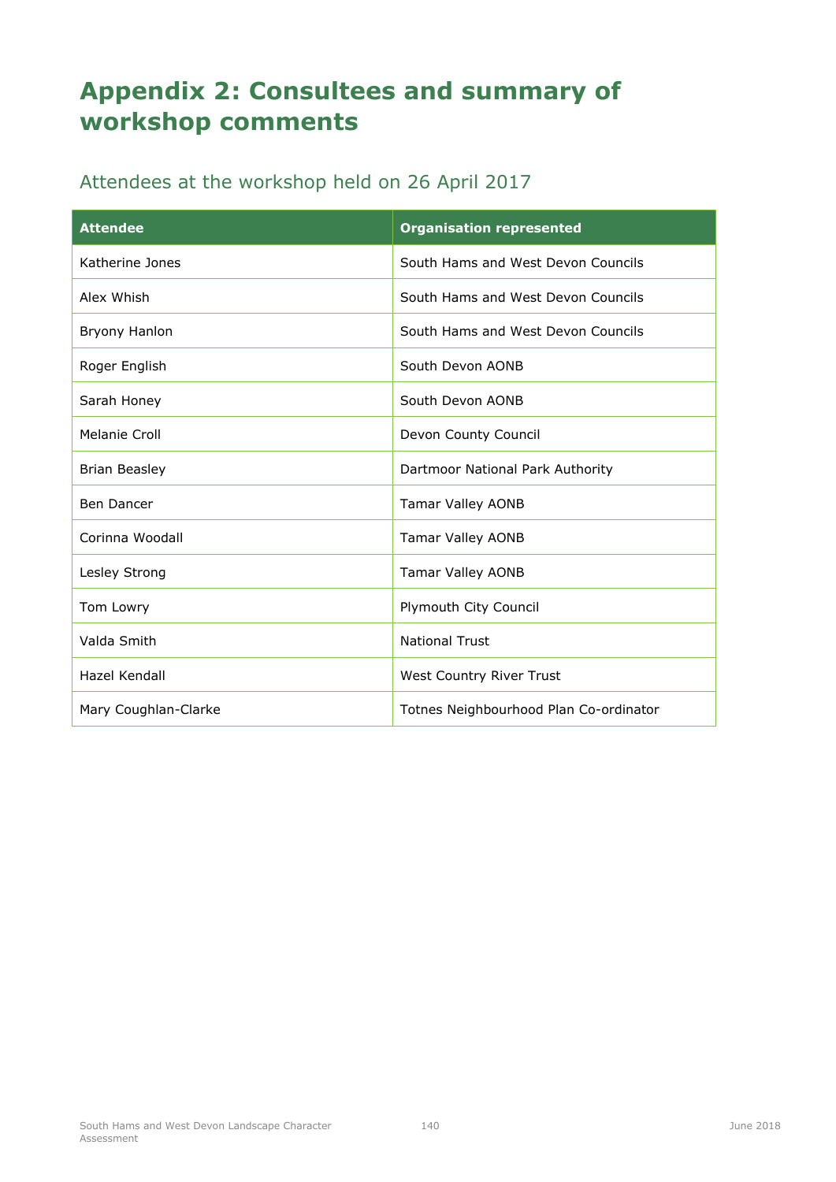# Appendix 2: Consultees and summary of workshop comments

## Attendees at the workshop held on 26 April 2017

| Attendee | Organisation represented |
|---|---|
| Katherine Jones | South Hams and West Devon Councils |
| Alex Whish | South Hams and West Devon Councils |
| Bryony Hanlon | South Hams and West Devon Councils |
| Roger English | South Devon AONB |
| Sarah Honey | South Devon AONB |
| Melanie Croll | Devon County Council |
| Brian Beasley | Dartmoor National Park Authority |
| Ben Dancer | Tamar Valley AONB |
| Corinna Woodall | Tamar Valley AONB |
| Lesley Strong | Tamar Valley AONB |
| Tom Lowry | Plymouth City Council |
| Valda Smith | National Trust |
| Hazel Kendall | West Country River Trust |
| Mary Coughlan-Clarke | Totnes Neighbourhood Plan Co-ordinator |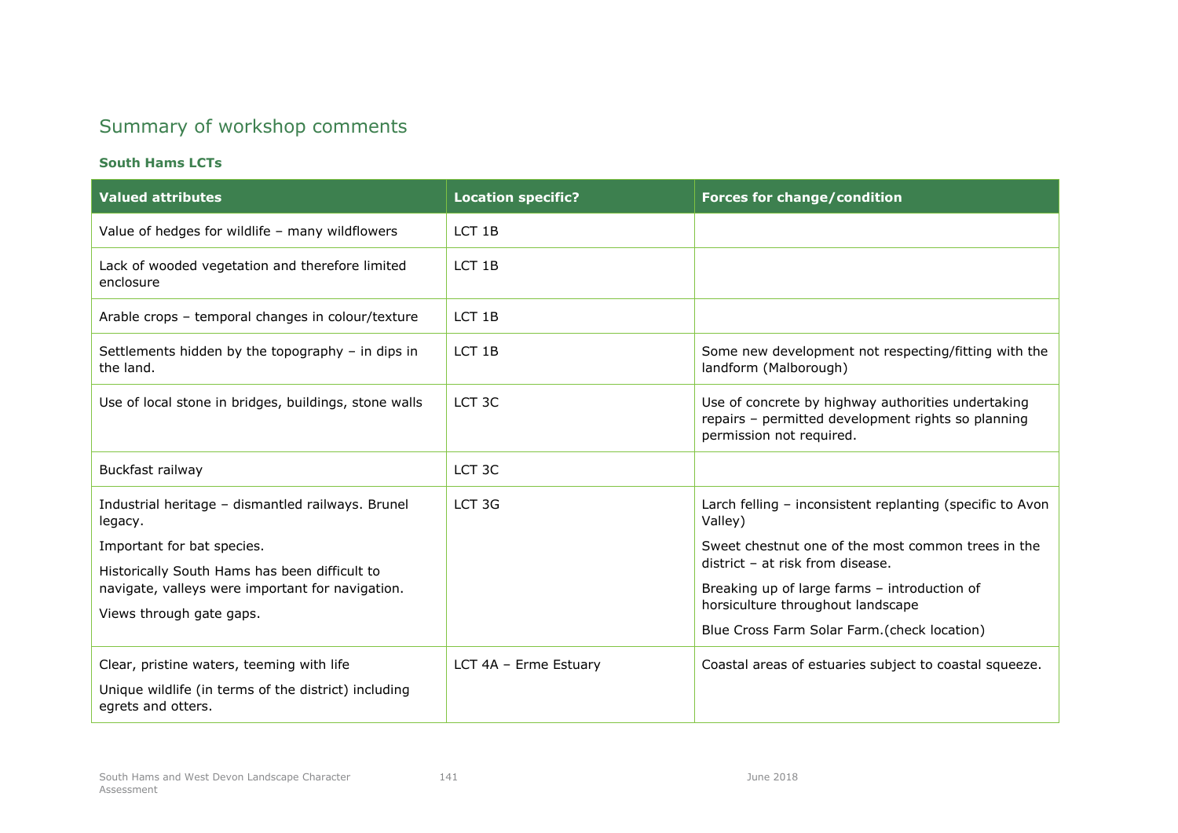## Summary of workshop comments

### South Hams LCTs

| Valued attributes | Location specific? | Forces for change/condition |
| --- | --- | --- |
| Value of hedges for wildlife – many wildflowers | LCT 1B | |
| Lack of wooded vegetation and therefore limited enclosure | LCT 1B | |
| Arable crops – temporal changes in colour/texture | LCT 1B | |
| Settlements hidden by the topography – in dips in the land. | LCT 1B | Some new development not respecting/fitting with the landform (Malborough) |
| Use of local stone in bridges, buildings, stone walls | LCT 3C | Use of concrete by highway authorities undertaking repairs – permitted development rights so planning permission not required. |
| Buckfast railway | LCT 3C | |
| Industrial heritage – dismantled railways. Brunel legacy.<br>Important for bat species.<br>Historically South Hams has been difficult to navigate, valleys were important for navigation.<br>Views through gate gaps. | LCT 3G | Larch felling – inconsistent replanting (specific to Avon Valley)<br>Sweet chestnut one of the most common trees in the district – at risk from disease.<br>Breaking up of large farms – introduction of horsiculture throughout landscape<br>Blue Cross Farm Solar Farm.(check location) |
| Clear, pristine waters, teeming with life<br>Unique wildlife (in terms of the district) including egrets and otters. | LCT 4A – Erme Estuary | Coastal areas of estuaries subject to coastal squeeze. |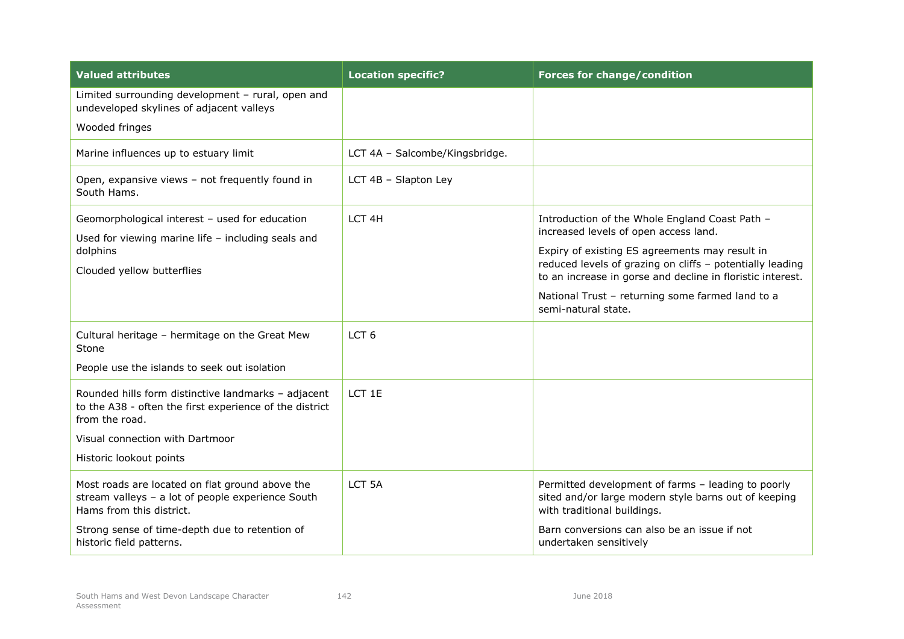| Valued attributes | Location specific? | Forces for change/condition |
|---|---|---|
| Limited surrounding development – rural, open and undeveloped skylines of adjacent valleys<br><br>Wooded fringes | | |
| Marine influences up to estuary limit | LCT 4A – Salcombe/Kingsbridge. | |
| Open, expansive views – not frequently found in South Hams. | LCT 4B – Slapton Ley | |
| Geomorphological interest – used for education<br><br>Used for viewing marine life – including seals and dolphins<br><br>Clouded yellow butterflies | LCT 4H | Introduction of the Whole England Coast Path – increased levels of open access land.<br><br>Expiry of existing ES agreements may result in reduced levels of grazing on cliffs – potentially leading to an increase in gorse and decline in floristic interest.<br><br>National Trust – returning some farmed land to a semi-natural state. |
| Cultural heritage – hermitage on the Great Mew Stone<br><br>People use the islands to seek out isolation | LCT 6 | |
| Rounded hills form distinctive landmarks – adjacent to the A38 - often the first experience of the district from the road.<br><br>Visual connection with Dartmoor<br><br>Historic lookout points | LCT 1E | |
| Most roads are located on flat ground above the stream valleys – a lot of people experience South Hams from this district.<br><br>Strong sense of time-depth due to retention of historic field patterns. | LCT 5A | Permitted development of farms – leading to poorly sited and/or large modern style barns out of keeping with traditional buildings.<br><br>Barn conversions can also be an issue if not undertaken sensitively |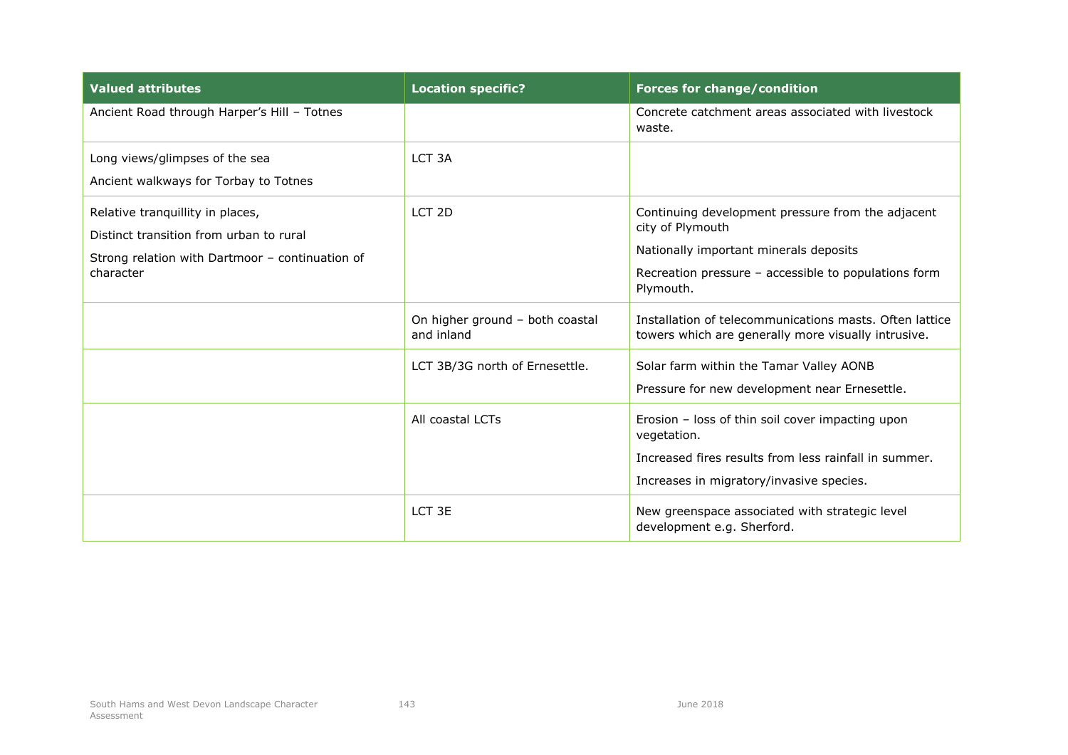| Valued attributes | Location specific? | Forces for change/condition |
| --- | --- | --- |
| Ancient Road through Harper's Hill – Totnes | | Concrete catchment areas associated with livestock waste. |
| Long views/glimpses of the sea<br>Ancient walkways for Torbay to Totnes | LCT 3A | |
| Relative tranquillity in places,<br>Distinct transition from urban to rural<br>Strong relation with Dartmoor – continuation of character | LCT 2D | Continuing development pressure from the adjacent city of Plymouth<br>Nationally important minerals deposits<br>Recreation pressure – accessible to populations form Plymouth. |
| | On higher ground – both coastal and inland | Installation of telecommunications masts. Often lattice towers which are generally more visually intrusive. |
| | LCT 3B/3G north of Ernesettle. | Solar farm within the Tamar Valley AONB<br>Pressure for new development near Ernesettle. |
| | All coastal LCTs | Erosion – loss of thin soil cover impacting upon vegetation.<br>Increased fires results from less rainfall in summer.<br>Increases in migratory/invasive species. |
| | LCT 3E | New greenspace associated with strategic level development e.g. Sherford. |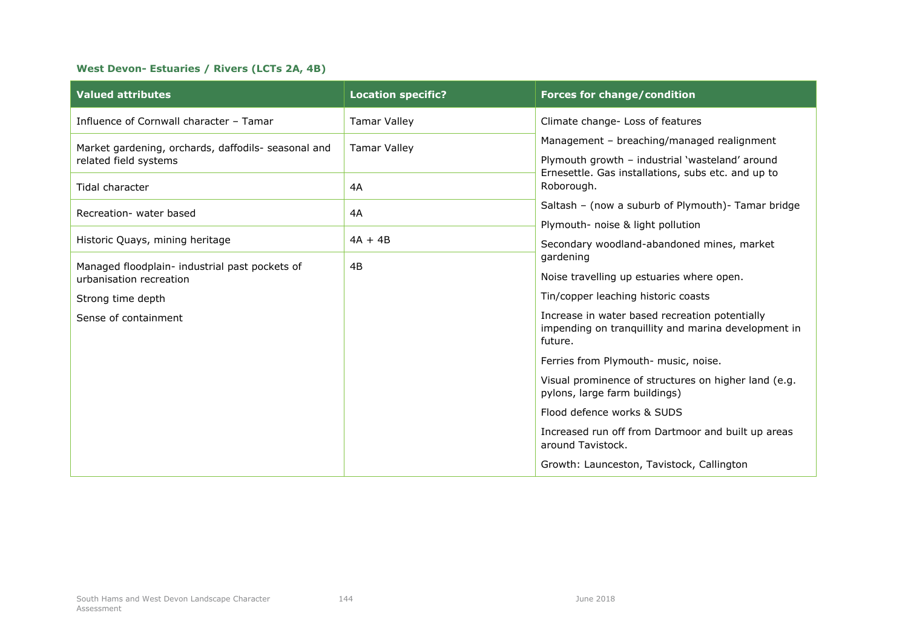### West Devon- Estuaries / Rivers (LCTs 2A, 4B)

| Valued attributes | Location specific? | Forces for change/condition |
|---|---|---|
| Influence of Cornwall character – Tamar | Tamar Valley | Climate change- Loss of features |
| Market gardening, orchards, daffodils- seasonal and related field systems | Tamar Valley | Management – breaching/managed realignment<br><br>Plymouth growth – industrial 'wasteland' around Ernesettle. Gas installations, subs etc. and up to Roborough. |
| Tidal character | 4A | Saltash – (now a suburb of Plymouth)- Tamar bridge |
| Recreation- water based | 4A | Plymouth- noise & light pollution |
| Historic Quays, mining heritage | 4A + 4B | Secondary woodland-abandoned mines, market gardening |
| Managed floodplain- industrial past pockets of urbanisation recreation<br><br>Strong time depth<br><br>Sense of containment | 4B | Noise travelling up estuaries where open.<br><br>Tin/copper leaching historic coasts<br><br>Increase in water based recreation potentially impending on tranquillity and marina development in future.<br><br>Ferries from Plymouth- music, noise.<br><br>Visual prominence of structures on higher land (e.g. pylons, large farm buildings)<br><br>Flood defence works & SUDS<br><br>Increased run off from Dartmoor and built up areas around Tavistock.<br><br>Growth: Launceston, Tavistock, Callington |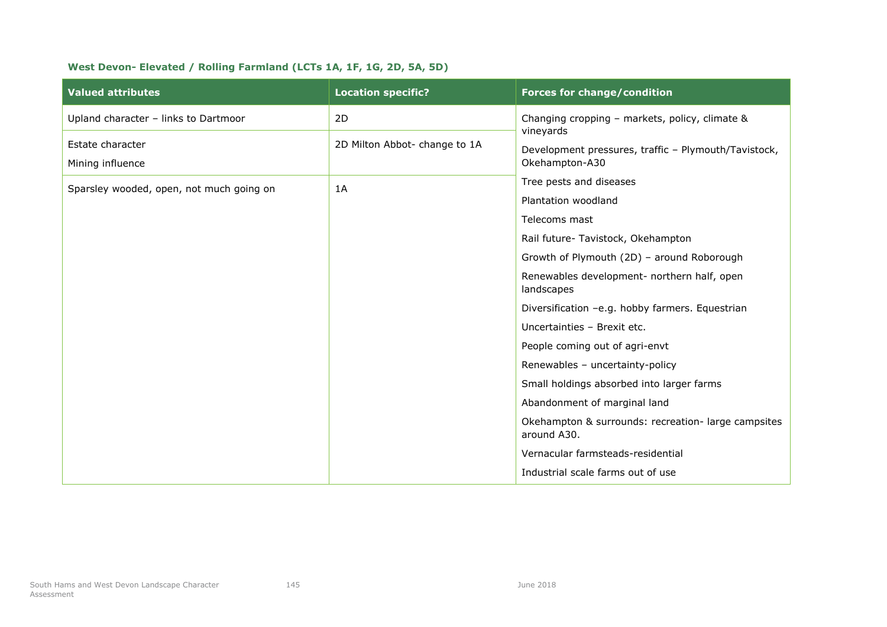### West Devon- Elevated / Rolling Farmland (LCTs 1A, 1F, 1G, 2D, 5A, 5D)

| Valued attributes | Location specific? | Forces for change/condition |
|---|---|---|
| Upland character – links to Dartmoor | 2D | Changing cropping – markets, policy, climate & vineyards |
| Estate character<br>Mining influence | 2D Milton Abbot- change to 1A | Development pressures, traffic – Plymouth/Tavistock, Okehampton-A30 |
| Sparsley wooded, open, not much going on | 1A | Tree pests and diseases<br>Plantation woodland<br>Telecoms mast<br>Rail future- Tavistock, Okehampton<br>Growth of Plymouth (2D) – around Roborough<br>Renewables development- northern half, open landscapes<br>Diversification –e.g. hobby farmers. Equestrian<br>Uncertainties – Brexit etc.<br>People coming out of agri-envt<br>Renewables – uncertainty-policy<br>Small holdings absorbed into larger farms<br>Abandonment of marginal land<br>Okehampton & surrounds: recreation- large campsites around A30.<br>Vernacular farmsteads-residential<br>Industrial scale farms out of use |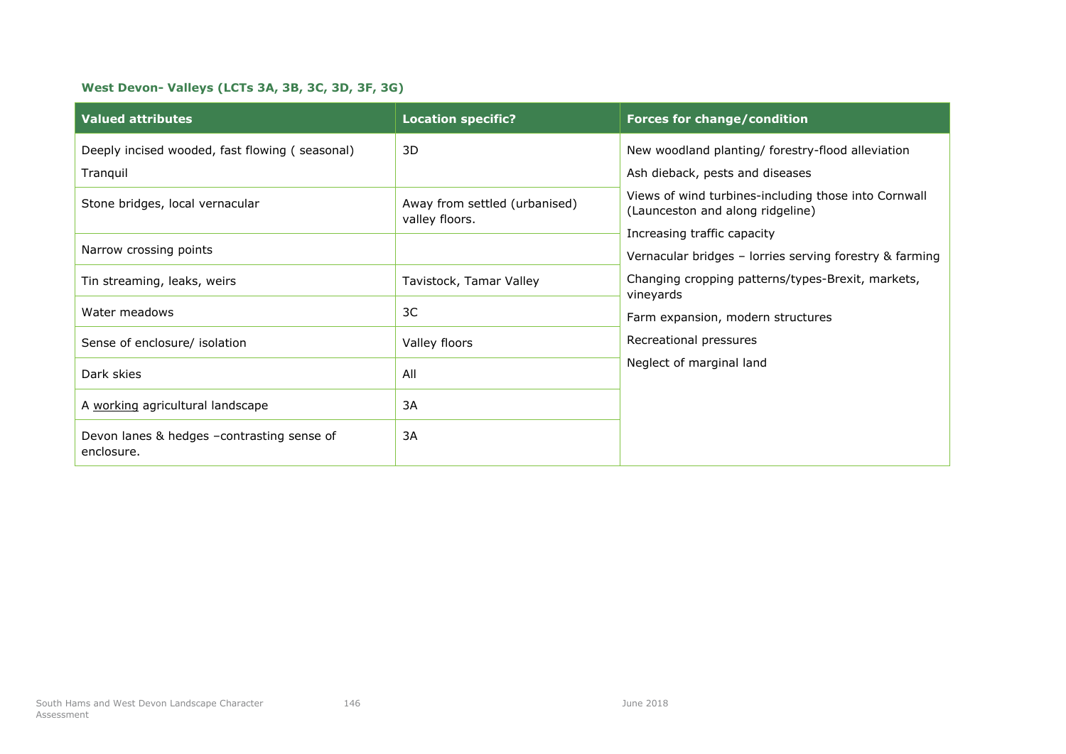**West Devon- Valleys (LCTs 3A, 3B, 3C, 3D, 3F, 3G)**

| Valued attributes | Location specific? | Forces for change/condition |
|---|---|---|
| Deeply incised wooded, fast flowing ( seasonal)<br>Tranquil | 3D | New woodland planting/ forestry-flood alleviation<br>Ash dieback, pests and diseases<br>Views of wind turbines-including those into Cornwall (Launceston and along ridgeline)<br>Increasing traffic capacity<br>Vernacular bridges – lorries serving forestry & farming<br>Changing cropping patterns/types-Brexit, markets, vineyards<br>Farm expansion, modern structures<br>Recreational pressures<br>Neglect of marginal land |
| Stone bridges, local vernacular | Away from settled (urbanised) valley floors. | |
| Narrow crossing points | | |
| Tin streaming, leaks, weirs | Tavistock, Tamar Valley | |
| Water meadows | 3C | |
| Sense of enclosure/ isolation | Valley floors | |
| Dark skies | All | |
| A working agricultural landscape | 3A | |
| Devon lanes & hedges –contrasting sense of enclosure. | 3A | |